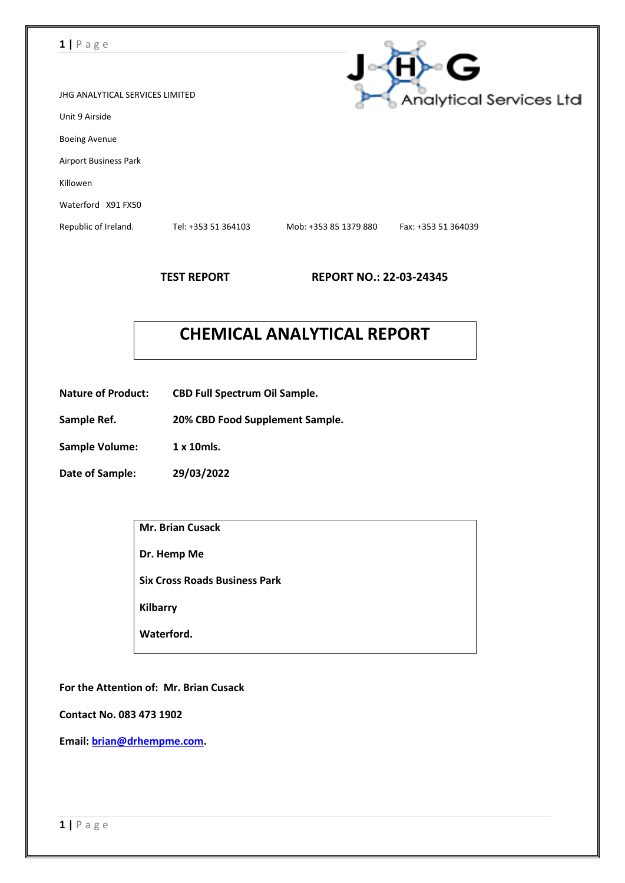JHG ANALYTICAL SERVICES LIMITED

Unit 9 Airside

Boeing Avenue

Airport Business Park

Killowen

Waterford X91 FX50

Republic of Ireland. Tel: +353 51 364103 Mob: +353 85 1379 880 Fax: +353 51 364039

**TEST REPORT** **REPORT NO.: 22-03-24345**

# CHEMICAL ANALYTICAL REPORT

**Nature of Product:** **CBD Full Spectrum Oil Sample.**

**Sample Ref.** **20% CBD Food Supplement Sample.**

**Sample Volume:** **1 x 10mls.**

**Date of Sample:** **29/03/2022**

**Mr. Brian Cusack**

**Dr. Hemp Me**

**Six Cross Roads Business Park**

**Kilbarry**

**Waterford.**

**For the Attention of: Mr. Brian Cusack**

**Contact No. 083 473 1902**

**Email: brian@drhempme.com.**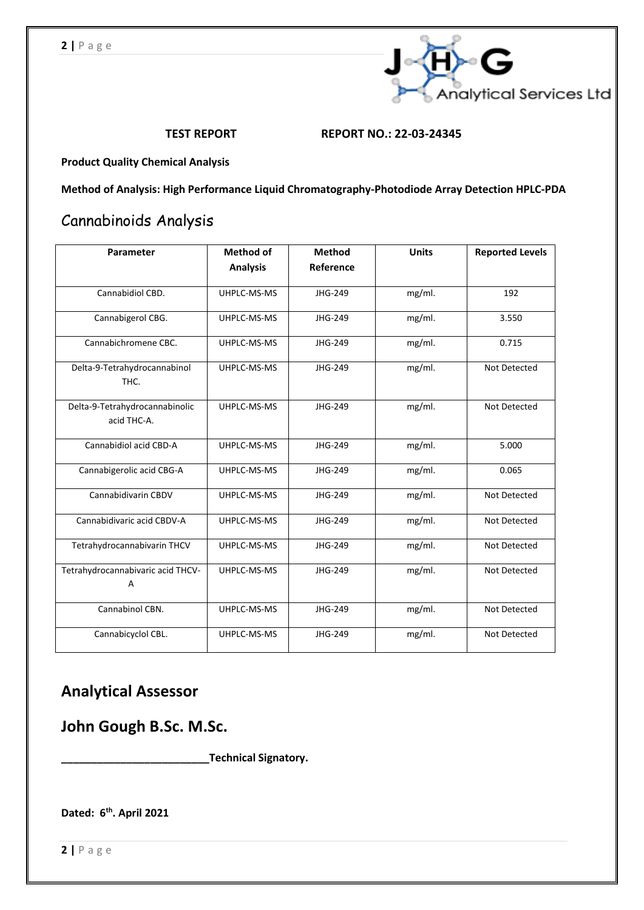**TEST REPORT** **REPORT NO.: 22-03-24345**

**Product Quality Chemical Analysis**

**Method of Analysis: High Performance Liquid Chromatography-Photodiode Array Detection HPLC-PDA**

# Cannabinoids Analysis

| Parameter | Method of Analysis | Method Reference | Units | Reported Levels |
|---|---|---|---|---|
| Cannabidiol CBD. | UHPLC-MS-MS | JHG-249 | mg/ml. | 192 |
| Cannabigerol CBG. | UHPLC-MS-MS | JHG-249 | mg/ml. | 3.550 |
| Cannabichromene CBC. | UHPLC-MS-MS | JHG-249 | mg/ml. | 0.715 |
| Delta-9-Tetrahydrocannabinol THC. | UHPLC-MS-MS | JHG-249 | mg/ml. | Not Detected |
| Delta-9-Tetrahydrocannabinolic acid THC-A. | UHPLC-MS-MS | JHG-249 | mg/ml. | Not Detected |
| Cannabidiol acid CBD-A | UHPLC-MS-MS | JHG-249 | mg/ml. | 5.000 |
| Cannabigerolic acid CBG-A | UHPLC-MS-MS | JHG-249 | mg/ml. | 0.065 |
| Cannabidivarin CBDV | UHPLC-MS-MS | JHG-249 | mg/ml. | Not Detected |
| Cannabidivaric acid CBDV-A | UHPLC-MS-MS | JHG-249 | mg/ml. | Not Detected |
| Tetrahydrocannabivarin THCV | UHPLC-MS-MS | JHG-249 | mg/ml. | Not Detected |
| Tetrahydrocannabivaric acid THCV-A | UHPLC-MS-MS | JHG-249 | mg/ml. | Not Detected |
| Cannabinol CBN. | UHPLC-MS-MS | JHG-249 | mg/ml. | Not Detected |
| Cannabicyclol CBL. | UHPLC-MS-MS | JHG-249 | mg/ml. | Not Detected |

## Analytical Assessor

## John Gough B.Sc. M.Sc.

**________________________Technical Signatory.**

**Dated: 6th. April 2021**